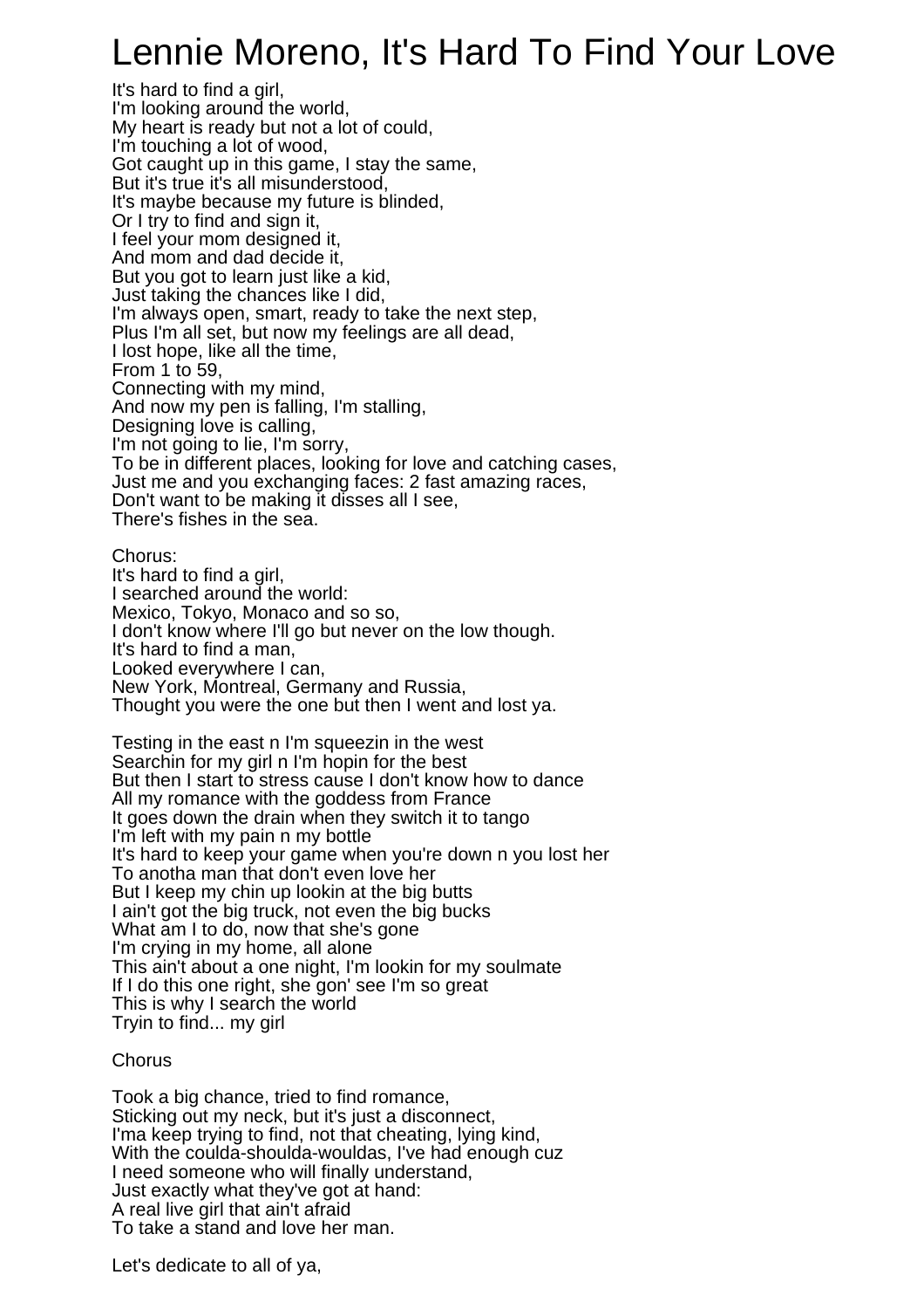# Lennie Moreno, It's Hard To Find Your Love

It's hard to find a girl,
I'm looking around the world,
My heart is ready but not a lot of could,
I'm touching a lot of wood,
Got caught up in this game, I stay the same,
But it's true it's all misunderstood,
It's maybe because my future is blinded,
Or I try to find and sign it,
I feel your mom designed it,
And mom and dad decide it,
But you got to learn just like a kid,
Just taking the chances like I did,
I'm always open, smart, ready to take the next step,
Plus I'm all set, but now my feelings are all dead,
I lost hope, like all the time,
From 1 to 59,
Connecting with my mind,
And now my pen is falling, I'm stalling,
Designing love is calling,
I'm not going to lie, I'm sorry,
To be in different places, looking for love and catching cases,
Just me and you exchanging faces: 2 fast amazing races,
Don't want to be making it disses all I see,
There's fishes in the sea.

Chorus:
It's hard to find a girl,
I searched around the world:
Mexico, Tokyo, Monaco and so so,
I don't know where I'll go but never on the low though.
It's hard to find a man,
Looked everywhere I can,
New York, Montreal, Germany and Russia,
Thought you were the one but then I went and lost ya.

Testing in the east n I'm squeezin in the west
Searchin for my girl n I'm hopin for the best
But then I start to stress cause I don't know how to dance
All my romance with the goddess from France
It goes down the drain when they switch it to tango
I'm left with my pain n my bottle
It's hard to keep your game when you're down n you lost her
To anotha man that don't even love her
But I keep my chin up lookin at the big butts
I ain't got the big truck, not even the big bucks
What am I to do, now that she's gone
I'm crying in my home, all alone
This ain't about a one night, I'm lookin for my soulmate
If I do this one right, she gon' see I'm so great
This is why I search the world
Tryin to find... my girl

Chorus

Took a big chance, tried to find romance,
Sticking out my neck, but it's just a disconnect,
I'ma keep trying to find, not that cheating, lying kind,
With the coulda-shoulda-wouldas, I've had enough cuz
I need someone who will finally understand,
Just exactly what they've got at hand:
A real live girl that ain't afraid
To take a stand and love her man.

Let's dedicate to all of ya,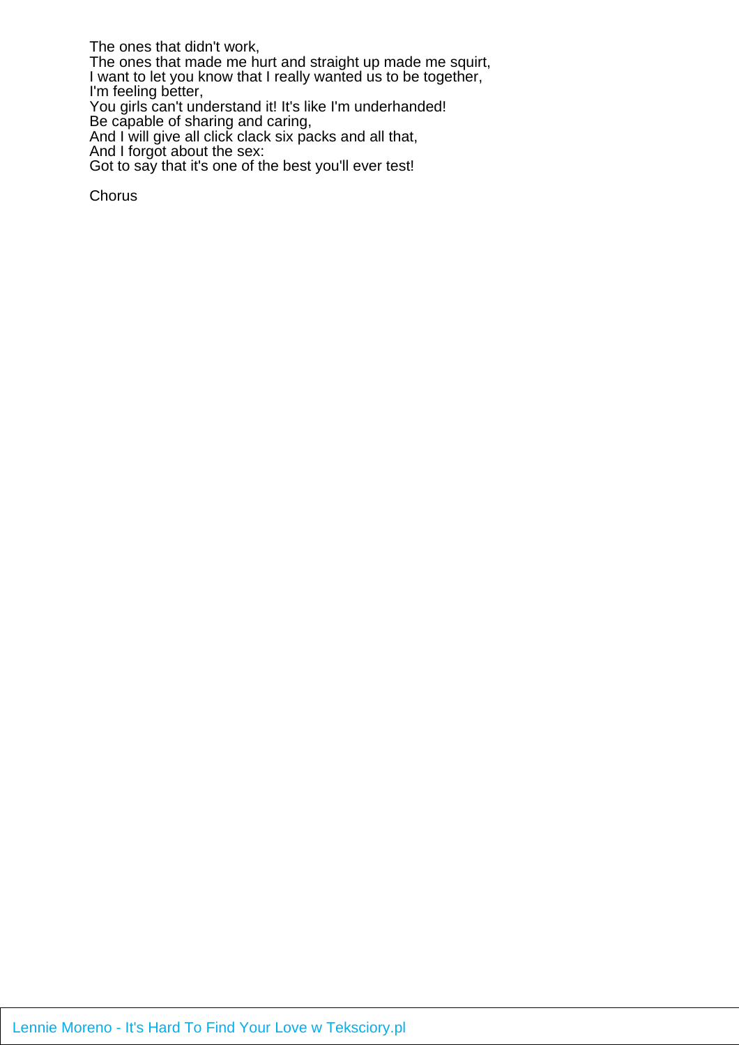The ones that didn't work,
The ones that made me hurt and straight up made me squirt,
I want to let you know that I really wanted us to be together,
I'm feeling better,
You girls can't understand it! It's like I'm underhanded!
Be capable of sharing and caring,
And I will give all click clack six packs and all that,
And I forgot about the sex:
Got to say that it's one of the best you'll ever test!

Chorus